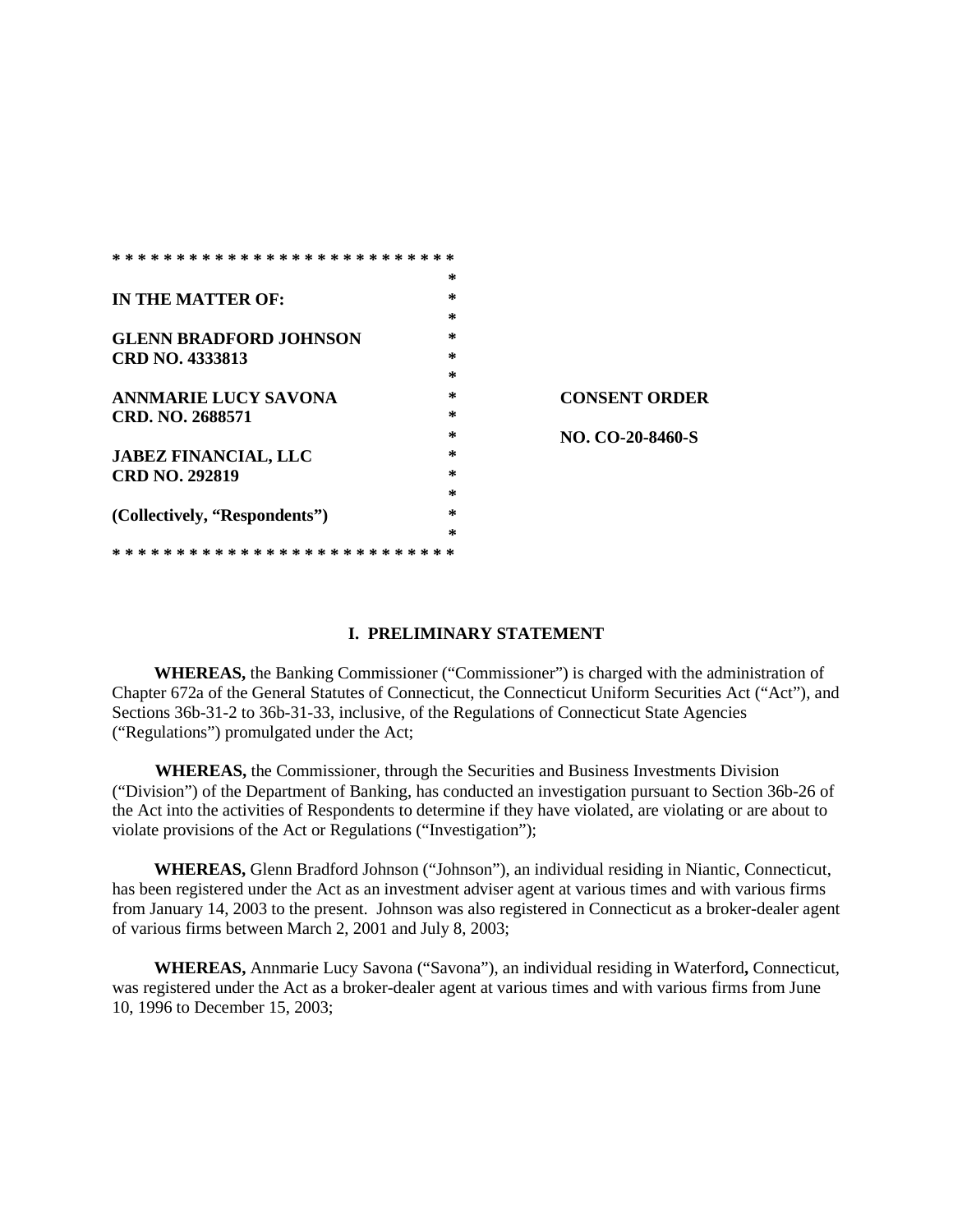**IN THE MATTER OF:**

**GLENN BRADFORD JOHNSON**
**CRD NO. 4333813**

**ANNMARIE LUCY SAVONA**
**CRD. NO. 2688571**

**JABEZ FINANCIAL, LLC**
**CRD NO. 292819**

**(Collectively, "Respondents")**

**CONSENT ORDER**

**NO. CO-20-8460-S**

## I. PRELIMINARY STATEMENT

**WHEREAS,** the Banking Commissioner ("Commissioner") is charged with the administration of Chapter 672a of the General Statutes of Connecticut, the Connecticut Uniform Securities Act ("Act"), and Sections 36b-31-2 to 36b-31-33, inclusive, of the Regulations of Connecticut State Agencies ("Regulations") promulgated under the Act;

**WHEREAS,** the Commissioner, through the Securities and Business Investments Division ("Division") of the Department of Banking, has conducted an investigation pursuant to Section 36b-26 of the Act into the activities of Respondents to determine if they have violated, are violating or are about to violate provisions of the Act or Regulations ("Investigation");

**WHEREAS,** Glenn Bradford Johnson ("Johnson"), an individual residing in Niantic, Connecticut, has been registered under the Act as an investment adviser agent at various times and with various firms from January 14, 2003 to the present. Johnson was also registered in Connecticut as a broker-dealer agent of various firms between March 2, 2001 and July 8, 2003;

**WHEREAS,** Annmarie Lucy Savona ("Savona"), an individual residing in Waterford, Connecticut, was registered under the Act as a broker-dealer agent at various times and with various firms from June 10, 1996 to December 15, 2003;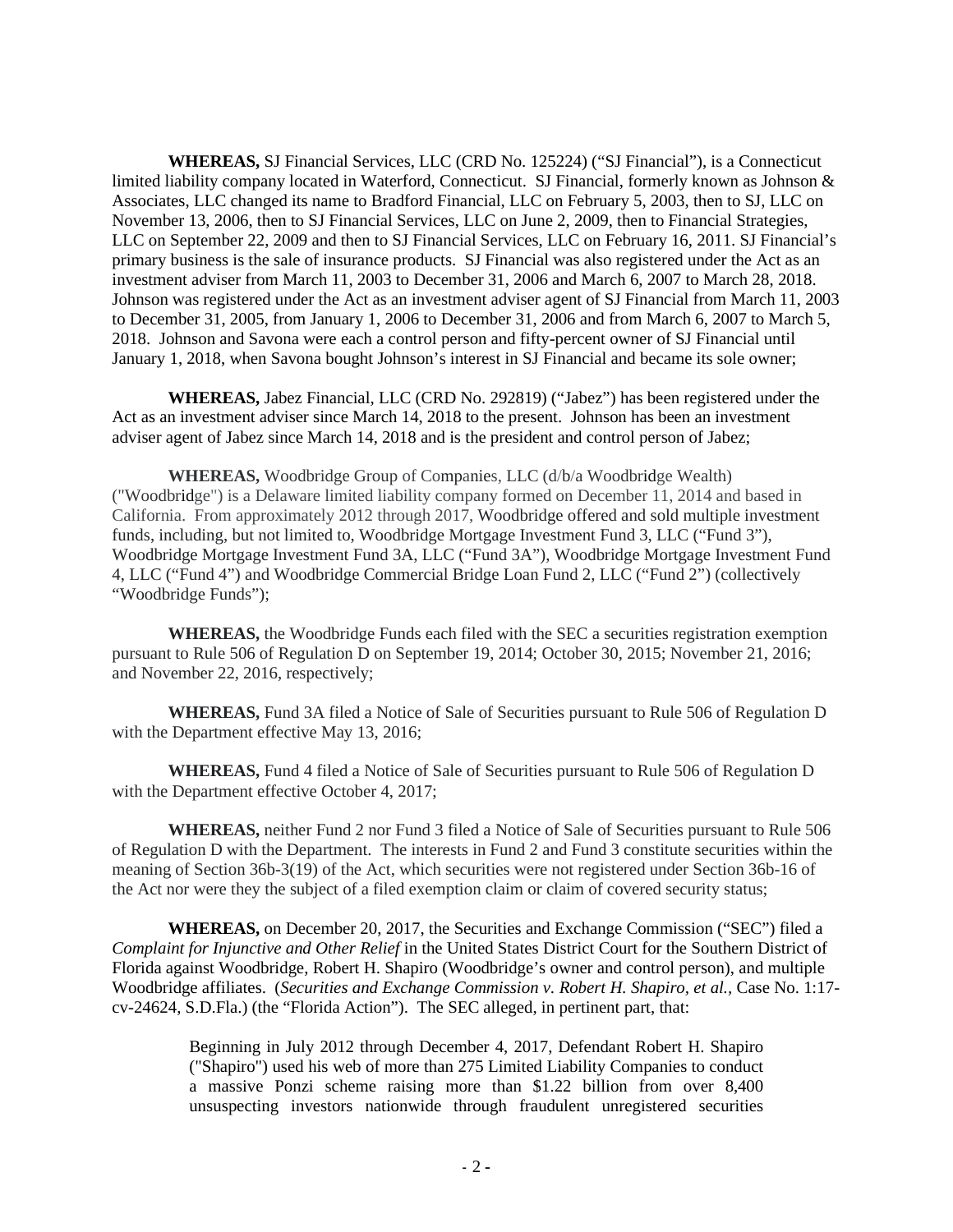**WHEREAS,** SJ Financial Services, LLC (CRD No. 125224) ("SJ Financial"), is a Connecticut limited liability company located in Waterford, Connecticut. SJ Financial, formerly known as Johnson & Associates, LLC changed its name to Bradford Financial, LLC on February 5, 2003, then to SJ, LLC on November 13, 2006, then to SJ Financial Services, LLC on June 2, 2009, then to Financial Strategies, LLC on September 22, 2009 and then to SJ Financial Services, LLC on February 16, 2011. SJ Financial's primary business is the sale of insurance products. SJ Financial was also registered under the Act as an investment adviser from March 11, 2003 to December 31, 2006 and March 6, 2007 to March 28, 2018. Johnson was registered under the Act as an investment adviser agent of SJ Financial from March 11, 2003 to December 31, 2005, from January 1, 2006 to December 31, 2006 and from March 6, 2007 to March 5, 2018. Johnson and Savona were each a control person and fifty-percent owner of SJ Financial until January 1, 2018, when Savona bought Johnson's interest in SJ Financial and became its sole owner;

**WHEREAS,** Jabez Financial, LLC (CRD No. 292819) ("Jabez") has been registered under the Act as an investment adviser since March 14, 2018 to the present. Johnson has been an investment adviser agent of Jabez since March 14, 2018 and is the president and control person of Jabez;

**WHEREAS,** Woodbridge Group of Companies, LLC (d/b/a Woodbridge Wealth) ("Woodbridge") is a Delaware limited liability company formed on December 11, 2014 and based in California. From approximately 2012 through 2017, Woodbridge offered and sold multiple investment funds, including, but not limited to, Woodbridge Mortgage Investment Fund 3, LLC ("Fund 3"), Woodbridge Mortgage Investment Fund 3A, LLC ("Fund 3A"), Woodbridge Mortgage Investment Fund 4, LLC ("Fund 4") and Woodbridge Commercial Bridge Loan Fund 2, LLC ("Fund 2") (collectively "Woodbridge Funds");

**WHEREAS,** the Woodbridge Funds each filed with the SEC a securities registration exemption pursuant to Rule 506 of Regulation D on September 19, 2014; October 30, 2015; November 21, 2016; and November 22, 2016, respectively;

**WHEREAS,** Fund 3A filed a Notice of Sale of Securities pursuant to Rule 506 of Regulation D with the Department effective May 13, 2016;

**WHEREAS,** Fund 4 filed a Notice of Sale of Securities pursuant to Rule 506 of Regulation D with the Department effective October 4, 2017;

**WHEREAS,** neither Fund 2 nor Fund 3 filed a Notice of Sale of Securities pursuant to Rule 506 of Regulation D with the Department. The interests in Fund 2 and Fund 3 constitute securities within the meaning of Section 36b-3(19) of the Act, which securities were not registered under Section 36b-16 of the Act nor were they the subject of a filed exemption claim or claim of covered security status;

**WHEREAS,** on December 20, 2017, the Securities and Exchange Commission ("SEC") filed a *Complaint for Injunctive and Other Relief* in the United States District Court for the Southern District of Florida against Woodbridge, Robert H. Shapiro (Woodbridge's owner and control person), and multiple Woodbridge affiliates. (*Securities and Exchange Commission v. Robert H. Shapiro, et al.*, Case No. 1:17-cv-24624, S.D.Fla.) (the "Florida Action"). The SEC alleged, in pertinent part, that:

> Beginning in July 2012 through December 4, 2017, Defendant Robert H. Shapiro ("Shapiro") used his web of more than 275 Limited Liability Companies to conduct a massive Ponzi scheme raising more than $1.22 billion from over 8,400 unsuspecting investors nationwide through fraudulent unregistered securities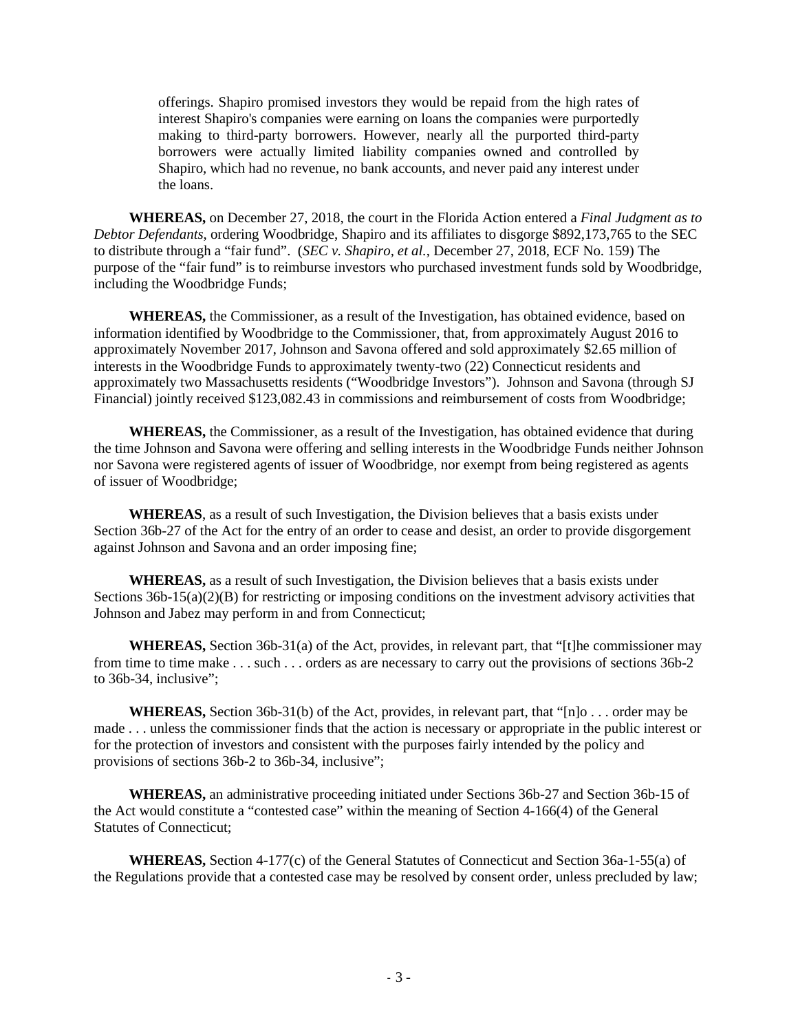> offerings. Shapiro promised investors they would be repaid from the high rates of interest Shapiro's companies were earning on loans the companies were purportedly making to third-party borrowers. However, nearly all the purported third-party borrowers were actually limited liability companies owned and controlled by Shapiro, which had no revenue, no bank accounts, and never paid any interest under the loans.

**WHEREAS,** on December 27, 2018, the court in the Florida Action entered a *Final Judgment as to Debtor Defendants*, ordering Woodbridge, Shapiro and its affiliates to disgorge $892,173,765 to the SEC to distribute through a "fair fund". (*SEC v. Shapiro, et al.*, December 27, 2018, ECF No. 159) The purpose of the "fair fund" is to reimburse investors who purchased investment funds sold by Woodbridge, including the Woodbridge Funds;

**WHEREAS,** the Commissioner, as a result of the Investigation, has obtained evidence, based on information identified by Woodbridge to the Commissioner, that, from approximately August 2016 to approximately November 2017, Johnson and Savona offered and sold approximately $2.65 million of interests in the Woodbridge Funds to approximately twenty-two (22) Connecticut residents and approximately two Massachusetts residents ("Woodbridge Investors"). Johnson and Savona (through SJ Financial) jointly received $123,082.43 in commissions and reimbursement of costs from Woodbridge;

**WHEREAS,** the Commissioner, as a result of the Investigation, has obtained evidence that during the time Johnson and Savona were offering and selling interests in the Woodbridge Funds neither Johnson nor Savona were registered agents of issuer of Woodbridge, nor exempt from being registered as agents of issuer of Woodbridge;

**WHEREAS**, as a result of such Investigation, the Division believes that a basis exists under Section 36b-27 of the Act for the entry of an order to cease and desist, an order to provide disgorgement against Johnson and Savona and an order imposing fine;

**WHEREAS,** as a result of such Investigation, the Division believes that a basis exists under Sections 36b-15(a)(2)(B) for restricting or imposing conditions on the investment advisory activities that Johnson and Jabez may perform in and from Connecticut;

**WHEREAS,** Section 36b-31(a) of the Act, provides, in relevant part, that "[t]he commissioner may from time to time make . . . such . . . orders as are necessary to carry out the provisions of sections 36b-2 to 36b-34, inclusive";

**WHEREAS,** Section 36b-31(b) of the Act, provides, in relevant part, that "[n]o . . . order may be made . . . unless the commissioner finds that the action is necessary or appropriate in the public interest or for the protection of investors and consistent with the purposes fairly intended by the policy and provisions of sections 36b-2 to 36b-34, inclusive";

**WHEREAS,** an administrative proceeding initiated under Sections 36b-27 and Section 36b-15 of the Act would constitute a "contested case" within the meaning of Section 4-166(4) of the General Statutes of Connecticut;

**WHEREAS,** Section 4-177(c) of the General Statutes of Connecticut and Section 36a-1-55(a) of the Regulations provide that a contested case may be resolved by consent order, unless precluded by law;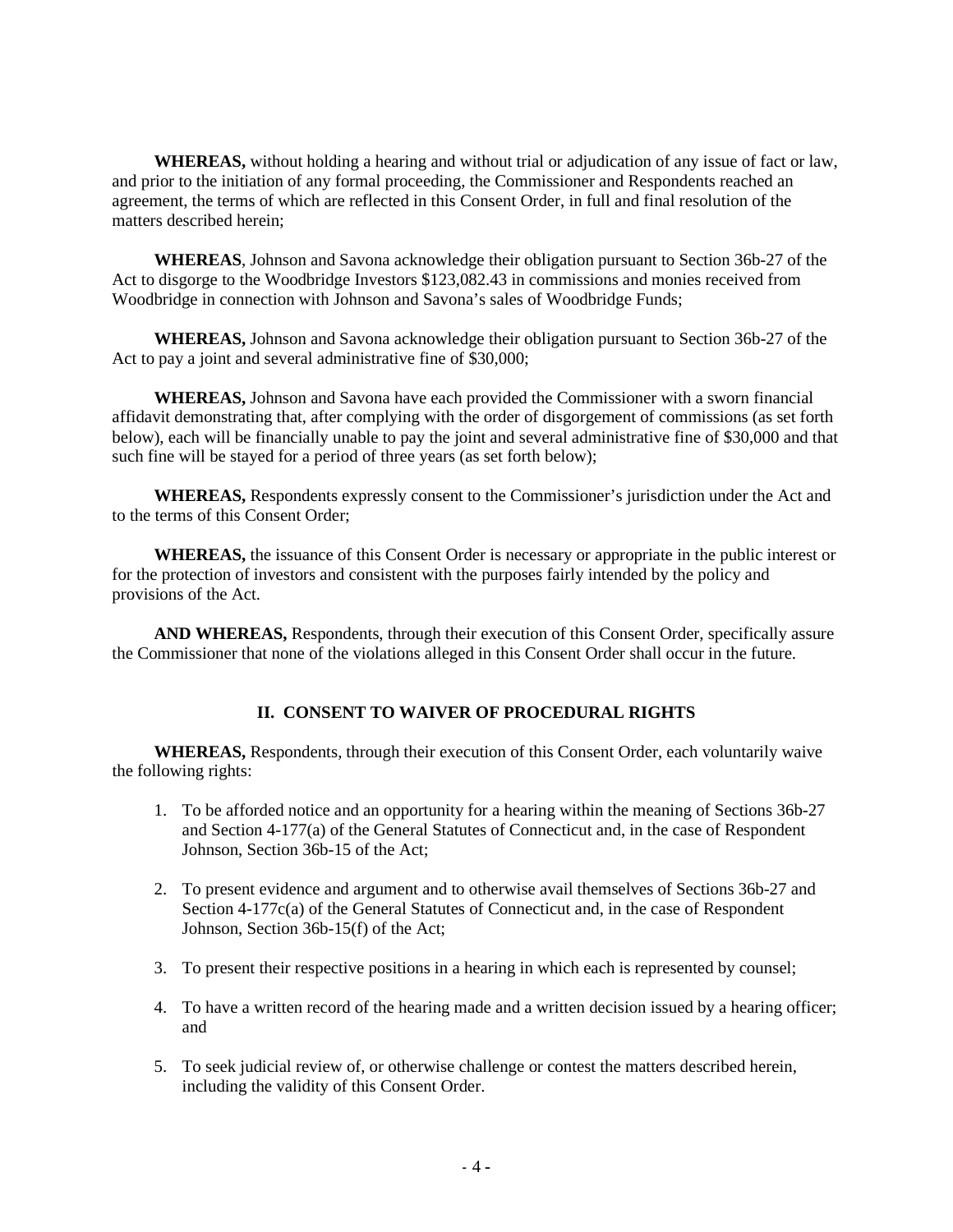**WHEREAS,** without holding a hearing and without trial or adjudication of any issue of fact or law, and prior to the initiation of any formal proceeding, the Commissioner and Respondents reached an agreement, the terms of which are reflected in this Consent Order, in full and final resolution of the matters described herein;

**WHEREAS**, Johnson and Savona acknowledge their obligation pursuant to Section 36b-27 of the Act to disgorge to the Woodbridge Investors $123,082.43 in commissions and monies received from Woodbridge in connection with Johnson and Savona's sales of Woodbridge Funds;

**WHEREAS,** Johnson and Savona acknowledge their obligation pursuant to Section 36b-27 of the Act to pay a joint and several administrative fine of $30,000;

**WHEREAS,** Johnson and Savona have each provided the Commissioner with a sworn financial affidavit demonstrating that, after complying with the order of disgorgement of commissions (as set forth below), each will be financially unable to pay the joint and several administrative fine of $30,000 and that such fine will be stayed for a period of three years (as set forth below);

**WHEREAS,** Respondents expressly consent to the Commissioner's jurisdiction under the Act and to the terms of this Consent Order;

**WHEREAS,** the issuance of this Consent Order is necessary or appropriate in the public interest or for the protection of investors and consistent with the purposes fairly intended by the policy and provisions of the Act.

**AND WHEREAS,** Respondents, through their execution of this Consent Order, specifically assure the Commissioner that none of the violations alleged in this Consent Order shall occur in the future.

## II. CONSENT TO WAIVER OF PROCEDURAL RIGHTS

**WHEREAS,** Respondents, through their execution of this Consent Order, each voluntarily waive the following rights:

1. To be afforded notice and an opportunity for a hearing within the meaning of Sections 36b-27 and Section 4-177(a) of the General Statutes of Connecticut and, in the case of Respondent Johnson, Section 36b-15 of the Act;

2. To present evidence and argument and to otherwise avail themselves of Sections 36b-27 and Section 4-177c(a) of the General Statutes of Connecticut and, in the case of Respondent Johnson, Section 36b-15(f) of the Act;

3. To present their respective positions in a hearing in which each is represented by counsel;

4. To have a written record of the hearing made and a written decision issued by a hearing officer; and

5. To seek judicial review of, or otherwise challenge or contest the matters described herein, including the validity of this Consent Order.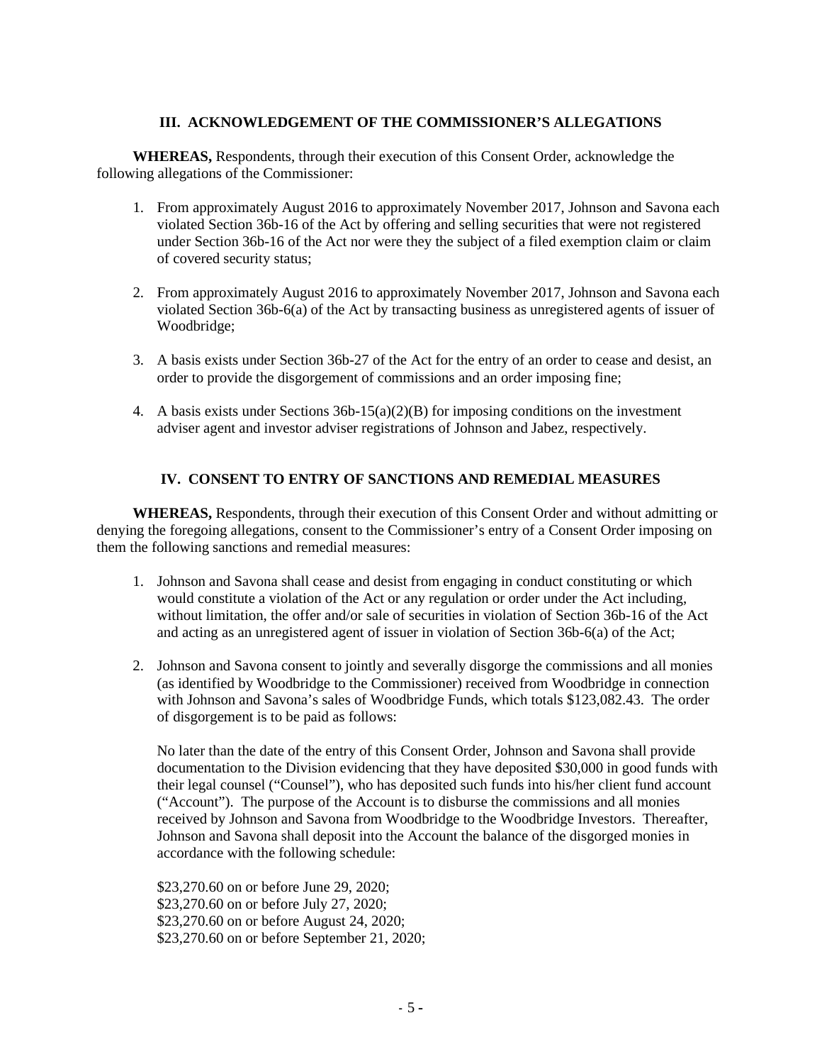### III. ACKNOWLEDGEMENT OF THE COMMISSIONER'S ALLEGATIONS

**WHEREAS,** Respondents, through their execution of this Consent Order, acknowledge the following allegations of the Commissioner:

1. From approximately August 2016 to approximately November 2017, Johnson and Savona each violated Section 36b-16 of the Act by offering and selling securities that were not registered under Section 36b-16 of the Act nor were they the subject of a filed exemption claim or claim of covered security status;

2. From approximately August 2016 to approximately November 2017, Johnson and Savona each violated Section 36b-6(a) of the Act by transacting business as unregistered agents of issuer of Woodbridge;

3. A basis exists under Section 36b-27 of the Act for the entry of an order to cease and desist, an order to provide the disgorgement of commissions and an order imposing fine;

4. A basis exists under Sections 36b-15(a)(2)(B) for imposing conditions on the investment adviser agent and investor adviser registrations of Johnson and Jabez, respectively.

### IV. CONSENT TO ENTRY OF SANCTIONS AND REMEDIAL MEASURES

**WHEREAS,** Respondents, through their execution of this Consent Order and without admitting or denying the foregoing allegations, consent to the Commissioner's entry of a Consent Order imposing on them the following sanctions and remedial measures:

1. Johnson and Savona shall cease and desist from engaging in conduct constituting or which would constitute a violation of the Act or any regulation or order under the Act including, without limitation, the offer and/or sale of securities in violation of Section 36b-16 of the Act and acting as an unregistered agent of issuer in violation of Section 36b-6(a) of the Act;

2. Johnson and Savona consent to jointly and severally disgorge the commissions and all monies (as identified by Woodbridge to the Commissioner) received from Woodbridge in connection with Johnson and Savona's sales of Woodbridge Funds, which totals $123,082.43. The order of disgorgement is to be paid as follows:

   No later than the date of the entry of this Consent Order, Johnson and Savona shall provide documentation to the Division evidencing that they have deposited $30,000 in good funds with their legal counsel ("Counsel"), who has deposited such funds into his/her client fund account ("Account"). The purpose of the Account is to disburse the commissions and all monies received by Johnson and Savona from Woodbridge to the Woodbridge Investors. Thereafter, Johnson and Savona shall deposit into the Account the balance of the disgorged monies in accordance with the following schedule:

   $23,270.60 on or before June 29, 2020;
   $23,270.60 on or before July 27, 2020;
   $23,270.60 on or before August 24, 2020;
   $23,270.60 on or before September 21, 2020;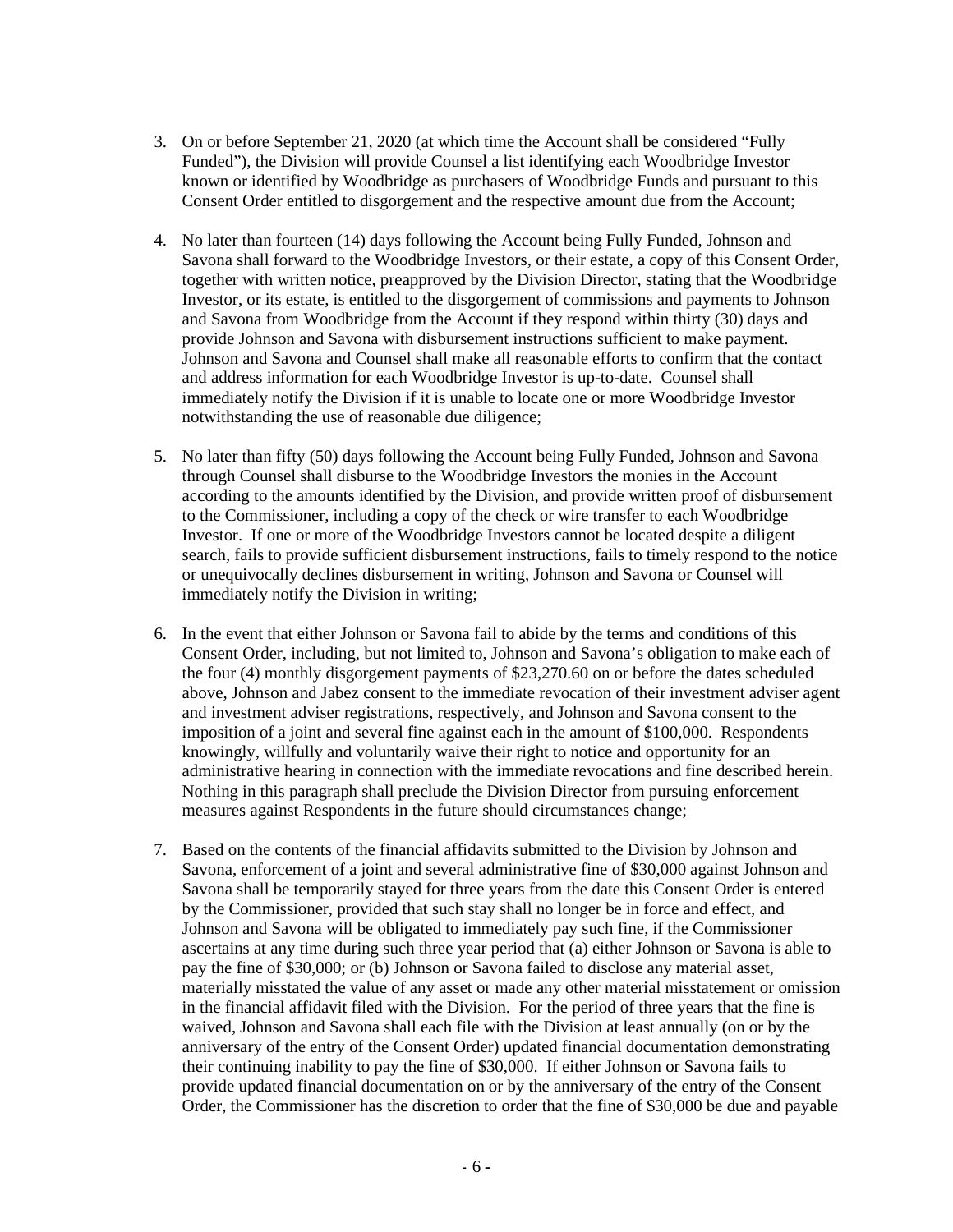3. On or before September 21, 2020 (at which time the Account shall be considered "Fully Funded"), the Division will provide Counsel a list identifying each Woodbridge Investor known or identified by Woodbridge as purchasers of Woodbridge Funds and pursuant to this Consent Order entitled to disgorgement and the respective amount due from the Account;

4. No later than fourteen (14) days following the Account being Fully Funded, Johnson and Savona shall forward to the Woodbridge Investors, or their estate, a copy of this Consent Order, together with written notice, preapproved by the Division Director, stating that the Woodbridge Investor, or its estate, is entitled to the disgorgement of commissions and payments to Johnson and Savona from Woodbridge from the Account if they respond within thirty (30) days and provide Johnson and Savona with disbursement instructions sufficient to make payment. Johnson and Savona and Counsel shall make all reasonable efforts to confirm that the contact and address information for each Woodbridge Investor is up-to-date. Counsel shall immediately notify the Division if it is unable to locate one or more Woodbridge Investor notwithstanding the use of reasonable due diligence;

5. No later than fifty (50) days following the Account being Fully Funded, Johnson and Savona through Counsel shall disburse to the Woodbridge Investors the monies in the Account according to the amounts identified by the Division, and provide written proof of disbursement to the Commissioner, including a copy of the check or wire transfer to each Woodbridge Investor. If one or more of the Woodbridge Investors cannot be located despite a diligent search, fails to provide sufficient disbursement instructions, fails to timely respond to the notice or unequivocally declines disbursement in writing, Johnson and Savona or Counsel will immediately notify the Division in writing;

6. In the event that either Johnson or Savona fail to abide by the terms and conditions of this Consent Order, including, but not limited to, Johnson and Savona's obligation to make each of the four (4) monthly disgorgement payments of $23,270.60 on or before the dates scheduled above, Johnson and Jabez consent to the immediate revocation of their investment adviser agent and investment adviser registrations, respectively, and Johnson and Savona consent to the imposition of a joint and several fine against each in the amount of $100,000. Respondents knowingly, willfully and voluntarily waive their right to notice and opportunity for an administrative hearing in connection with the immediate revocations and fine described herein. Nothing in this paragraph shall preclude the Division Director from pursuing enforcement measures against Respondents in the future should circumstances change;

7. Based on the contents of the financial affidavits submitted to the Division by Johnson and Savona, enforcement of a joint and several administrative fine of $30,000 against Johnson and Savona shall be temporarily stayed for three years from the date this Consent Order is entered by the Commissioner, provided that such stay shall no longer be in force and effect, and Johnson and Savona will be obligated to immediately pay such fine, if the Commissioner ascertains at any time during such three year period that (a) either Johnson or Savona is able to pay the fine of $30,000; or (b) Johnson or Savona failed to disclose any material asset, materially misstated the value of any asset or made any other material misstatement or omission in the financial affidavit filed with the Division. For the period of three years that the fine is waived, Johnson and Savona shall each file with the Division at least annually (on or by the anniversary of the entry of the Consent Order) updated financial documentation demonstrating their continuing inability to pay the fine of $30,000. If either Johnson or Savona fails to provide updated financial documentation on or by the anniversary of the entry of the Consent Order, the Commissioner has the discretion to order that the fine of $30,000 be due and payable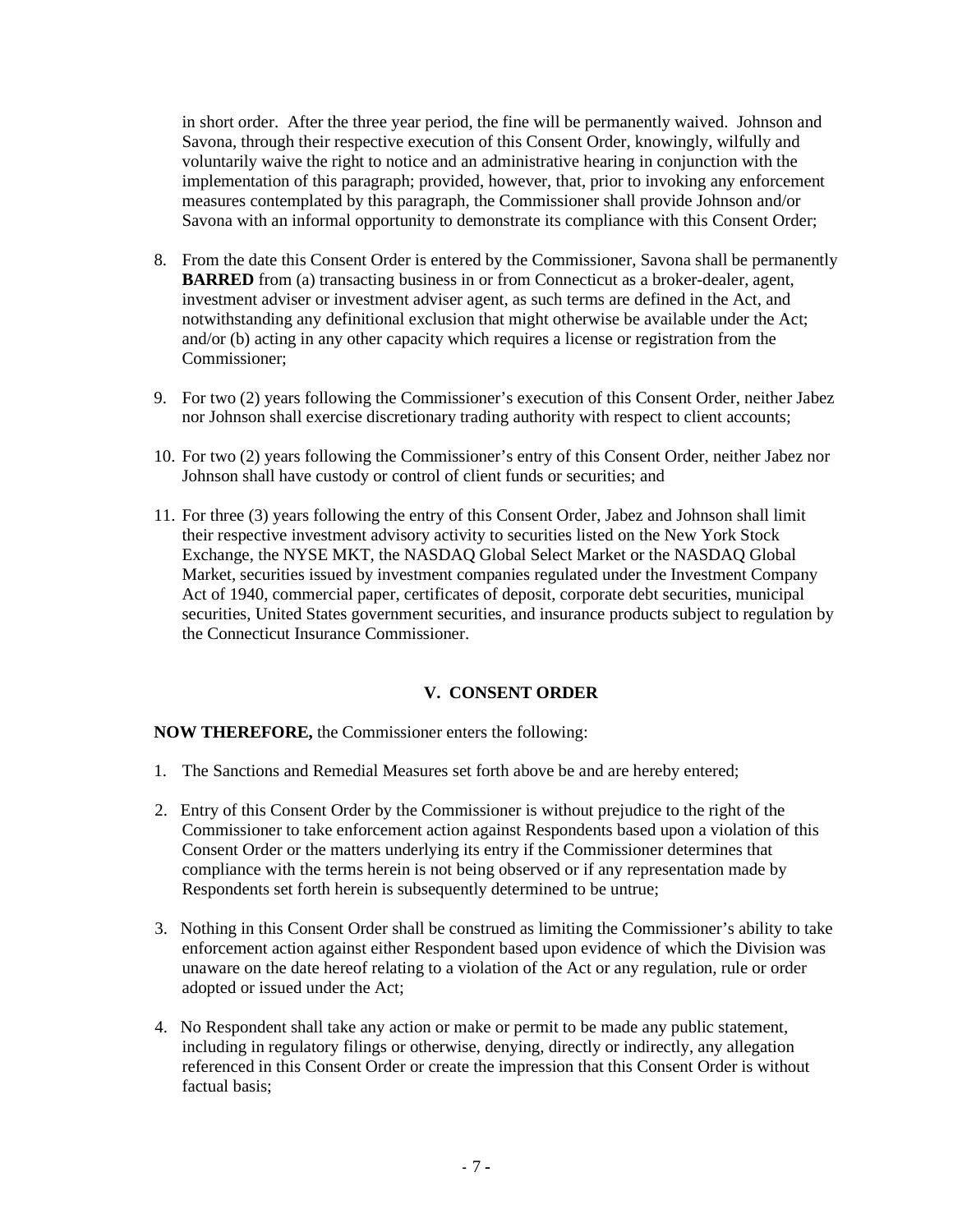in short order. After the three year period, the fine will be permanently waived. Johnson and Savona, through their respective execution of this Consent Order, knowingly, wilfully and voluntarily waive the right to notice and an administrative hearing in conjunction with the implementation of this paragraph; provided, however, that, prior to invoking any enforcement measures contemplated by this paragraph, the Commissioner shall provide Johnson and/or Savona with an informal opportunity to demonstrate its compliance with this Consent Order;

8. From the date this Consent Order is entered by the Commissioner, Savona shall be permanently **BARRED** from (a) transacting business in or from Connecticut as a broker-dealer, agent, investment adviser or investment adviser agent, as such terms are defined in the Act, and notwithstanding any definitional exclusion that might otherwise be available under the Act; and/or (b) acting in any other capacity which requires a license or registration from the Commissioner;

9. For two (2) years following the Commissioner's execution of this Consent Order, neither Jabez nor Johnson shall exercise discretionary trading authority with respect to client accounts;

10. For two (2) years following the Commissioner's entry of this Consent Order, neither Jabez nor Johnson shall have custody or control of client funds or securities; and

11. For three (3) years following the entry of this Consent Order, Jabez and Johnson shall limit their respective investment advisory activity to securities listed on the New York Stock Exchange, the NYSE MKT, the NASDAQ Global Select Market or the NASDAQ Global Market, securities issued by investment companies regulated under the Investment Company Act of 1940, commercial paper, certificates of deposit, corporate debt securities, municipal securities, United States government securities, and insurance products subject to regulation by the Connecticut Insurance Commissioner.

## V. CONSENT ORDER

**NOW THEREFORE,** the Commissioner enters the following:

1. The Sanctions and Remedial Measures set forth above be and are hereby entered;

2. Entry of this Consent Order by the Commissioner is without prejudice to the right of the Commissioner to take enforcement action against Respondents based upon a violation of this Consent Order or the matters underlying its entry if the Commissioner determines that compliance with the terms herein is not being observed or if any representation made by Respondents set forth herein is subsequently determined to be untrue;

3. Nothing in this Consent Order shall be construed as limiting the Commissioner's ability to take enforcement action against either Respondent based upon evidence of which the Division was unaware on the date hereof relating to a violation of the Act or any regulation, rule or order adopted or issued under the Act;

4. No Respondent shall take any action or make or permit to be made any public statement, including in regulatory filings or otherwise, denying, directly or indirectly, any allegation referenced in this Consent Order or create the impression that this Consent Order is without factual basis;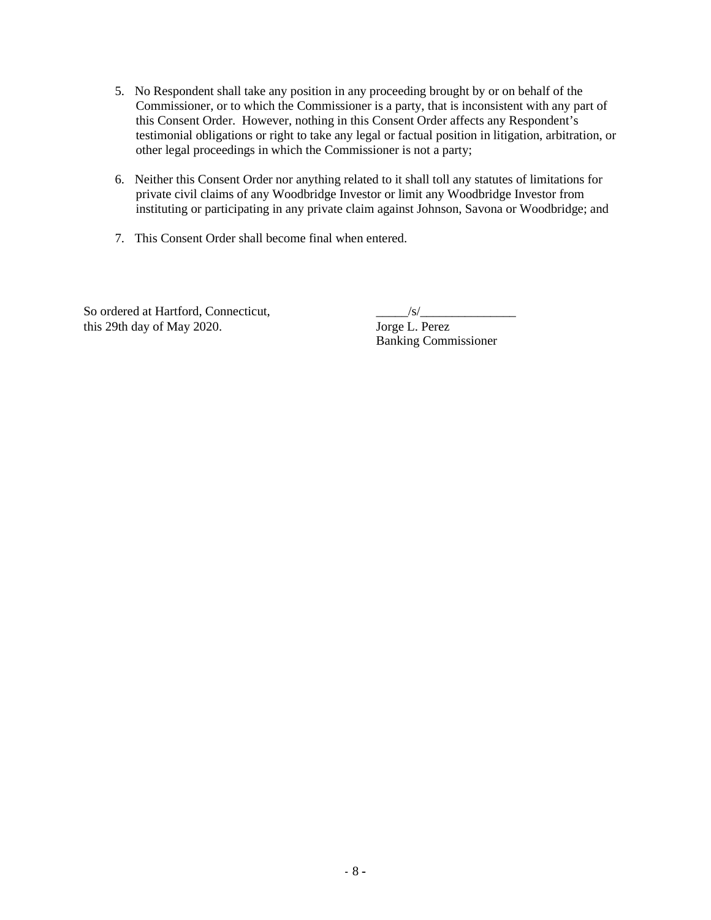5. No Respondent shall take any position in any proceeding brought by or on behalf of the Commissioner, or to which the Commissioner is a party, that is inconsistent with any part of this Consent Order. However, nothing in this Consent Order affects any Respondent's testimonial obligations or right to take any legal or factual position in litigation, arbitration, or other legal proceedings in which the Commissioner is not a party;

6. Neither this Consent Order nor anything related to it shall toll any statutes of limitations for private civil claims of any Woodbridge Investor or limit any Woodbridge Investor from instituting or participating in any private claim against Johnson, Savona or Woodbridge; and

7. This Consent Order shall become final when entered.

So ordered at Hartford, Connecticut,
this 29th day of May 2020.

_____/s/_______________
Jorge L. Perez
Banking Commissioner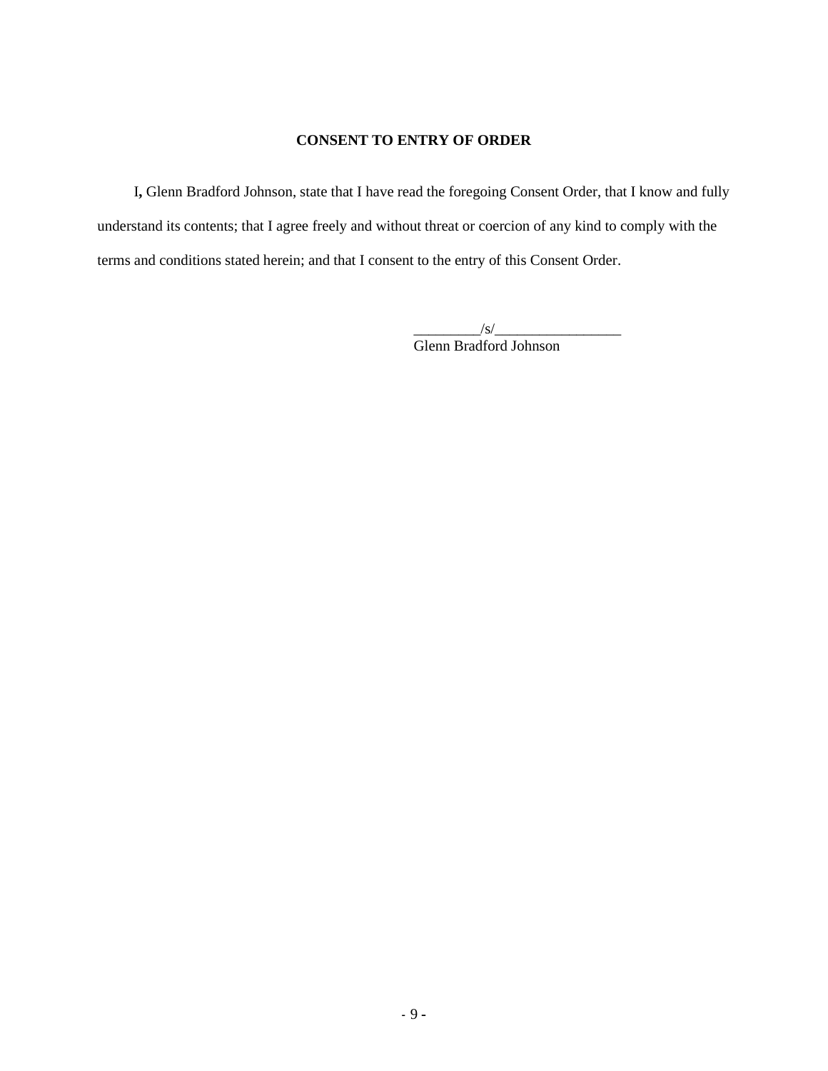**CONSENT TO ENTRY OF ORDER**

I**,** Glenn Bradford Johnson, state that I have read the foregoing Consent Order, that I know and fully understand its contents; that I agree freely and without threat or coercion of any kind to comply with the terms and conditions stated herein; and that I consent to the entry of this Consent Order.

_________/s/_________________
Glenn Bradford Johnson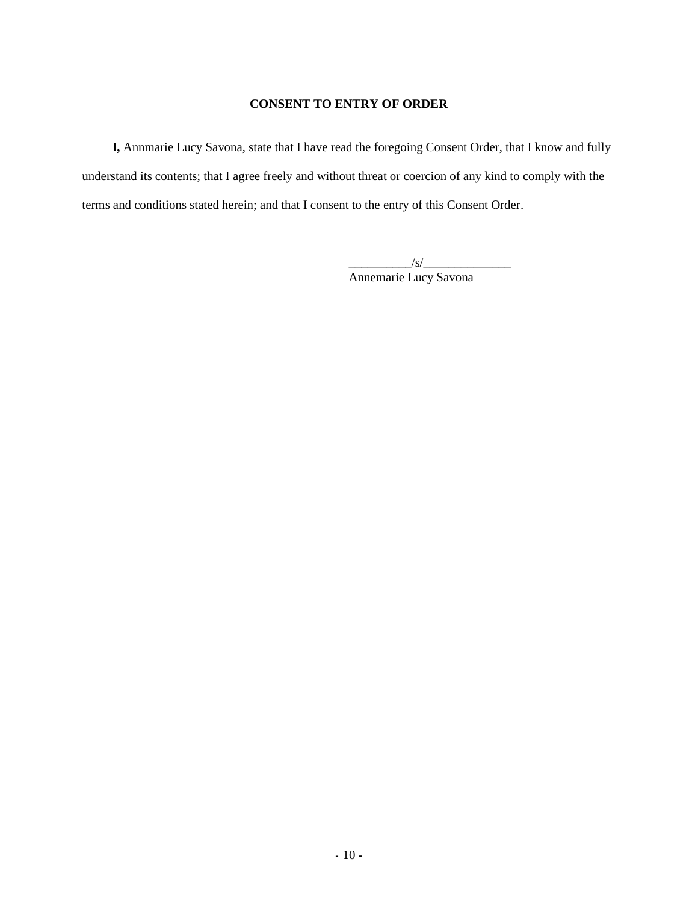**CONSENT TO ENTRY OF ORDER**

I**,** Annmarie Lucy Savona, state that I have read the foregoing Consent Order, that I know and fully understand its contents; that I agree freely and without threat or coercion of any kind to comply with the terms and conditions stated herein; and that I consent to the entry of this Consent Order.

__________/s/______________
Annemarie Lucy Savona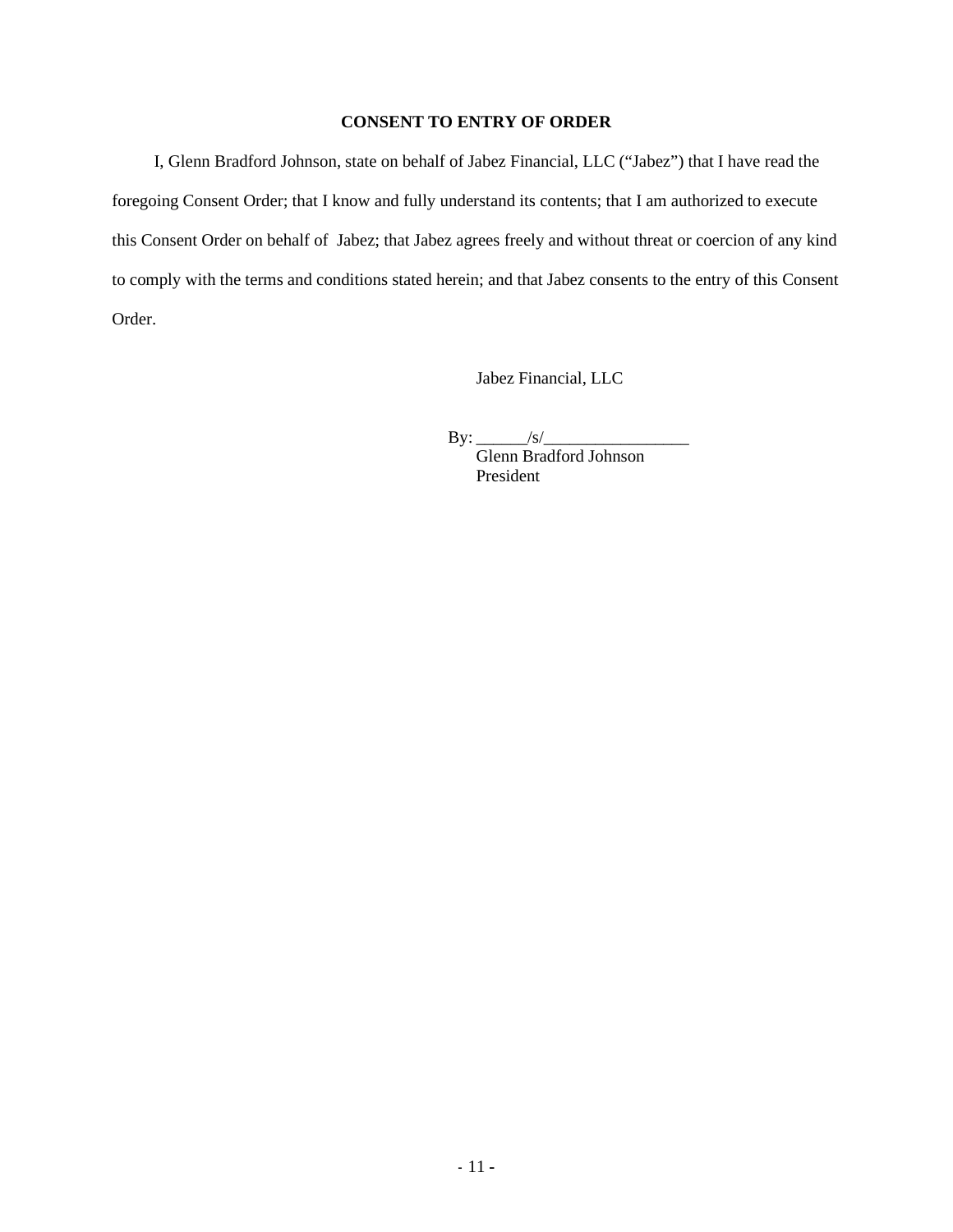**CONSENT TO ENTRY OF ORDER**

I, Glenn Bradford Johnson, state on behalf of Jabez Financial, LLC ("Jabez") that I have read the foregoing Consent Order; that I know and fully understand its contents; that I am authorized to execute this Consent Order on behalf of Jabez; that Jabez agrees freely and without threat or coercion of any kind to comply with the terms and conditions stated herein; and that Jabez consents to the entry of this Consent Order.

Jabez Financial, LLC

By: ______/s/_________________
Glenn Bradford Johnson
President